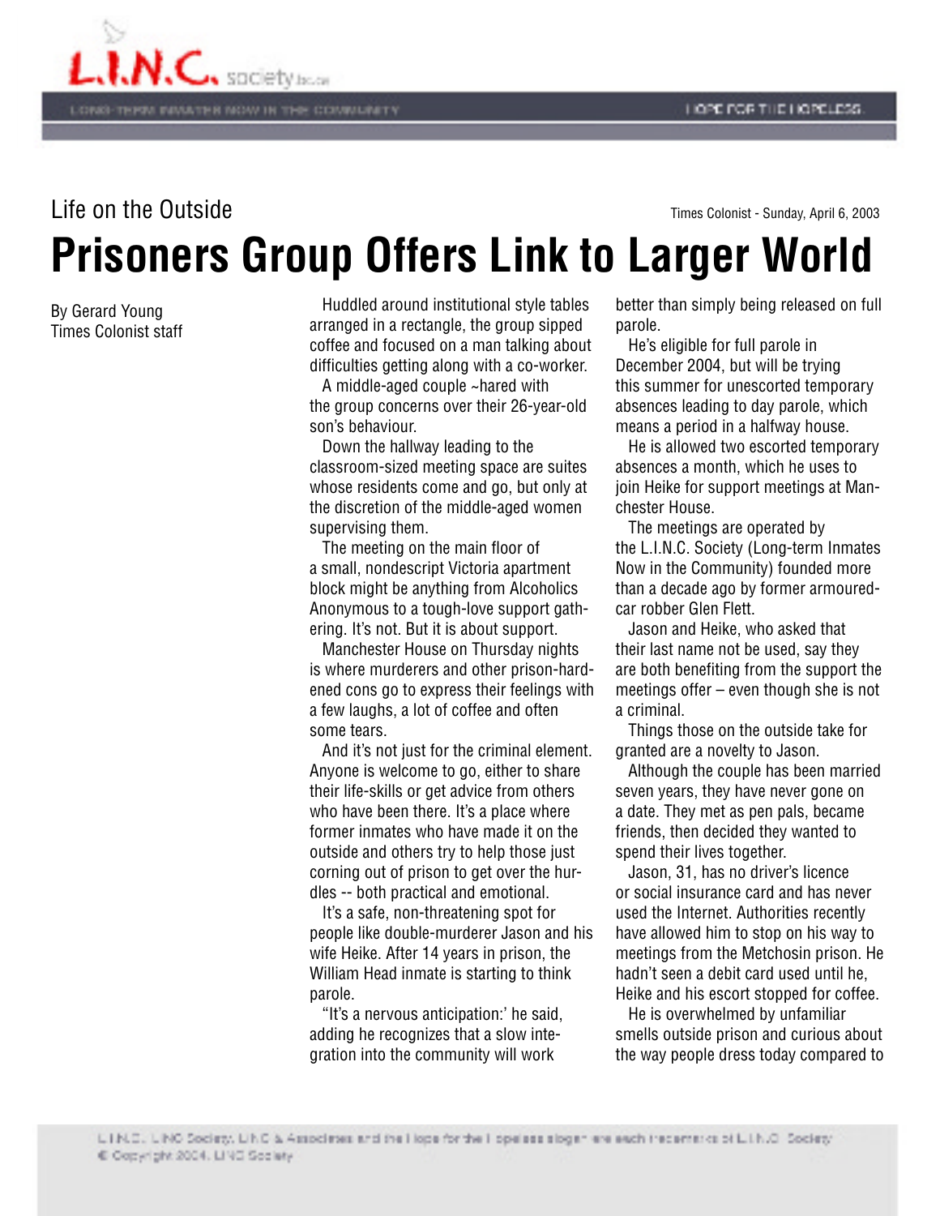Life on the Outside

Times Colonist - Sunday, April 6, 2003

# Prisoners Group Offers Link to Larger World

By Gerard Young
Times Colonist staff

Huddled around institutional style tables arranged in a rectangle, the group sipped coffee and focused on a man talking about difficulties getting along with a co-worker.

A middle-aged couple ~hared with the group concerns over their 26-year-old son's behaviour.

Down the hallway leading to the classroom-sized meeting space are suites whose residents come and go, but only at the discretion of the middle-aged women supervising them.

The meeting on the main floor of a small, nondescript Victoria apartment block might be anything from Alcoholics Anonymous to a tough-love support gathering. It's not. But it is about support.

Manchester House on Thursday nights is where murderers and other prison-hardened cons go to express their feelings with a few laughs, a lot of coffee and often some tears.

And it's not just for the criminal element. Anyone is welcome to go, either to share their life-skills or get advice from others who have been there. It's a place where former inmates who have made it on the outside and others try to help those just corning out of prison to get over the hurdles -- both practical and emotional.

It's a safe, non-threatening spot for people like double-murderer Jason and his wife Heike. After 14 years in prison, the William Head inmate is starting to think parole.

"It's a nervous anticipation:' he said, adding he recognizes that a slow integration into the community will work better than simply being released on full parole.

He's eligible for full parole in December 2004, but will be trying this summer for unescorted temporary absences leading to day parole, which means a period in a halfway house.

He is allowed two escorted temporary absences a month, which he uses to join Heike for support meetings at Manchester House.

The meetings are operated by the L.I.N.C. Society (Long-term Inmates Now in the Community) founded more than a decade ago by former armoured-car robber Glen Flett.

Jason and Heike, who asked that their last name not be used, say they are both benefiting from the support the meetings offer – even though she is not a criminal.

Things those on the outside take for granted are a novelty to Jason.

Although the couple has been married seven years, they have never gone on a date. They met as pen pals, became friends, then decided they wanted to spend their lives together.

Jason, 31, has no driver's licence or social insurance card and has never used the Internet. Authorities recently have allowed him to stop on his way to meetings from the Metchosin prison. He hadn't seen a debit card used until he, Heike and his escort stopped for coffee.

He is overwhelmed by unfamiliar smells outside prison and curious about the way people dress today compared to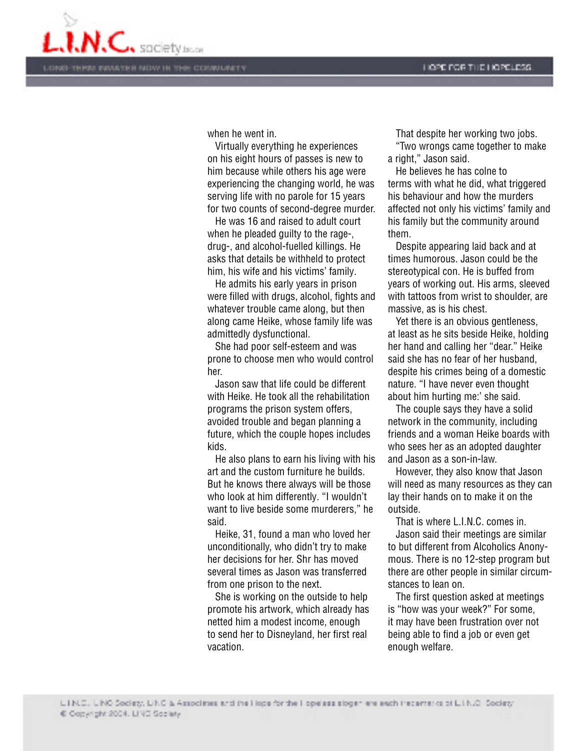when he went in.

Virtually everything he experiences on his eight hours of passes is new to him because while others his age were experiencing the changing world, he was serving life with no parole for 15 years for two counts of second-degree murder.

He was 16 and raised to adult court when he pleaded guilty to the rage-, drug-, and alcohol-fuelled killings. He asks that details be withheld to protect him, his wife and his victims' family.

He admits his early years in prison were filled with drugs, alcohol, fights and whatever trouble came along, but then along came Heike, whose family life was admittedly dysfunctional.

She had poor self-esteem and was prone to choose men who would control her.

Jason saw that life could be different with Heike. He took all the rehabilitation programs the prison system offers, avoided trouble and began planning a future, which the couple hopes includes kids.

He also plans to earn his living with his art and the custom furniture he builds. But he knows there always will be those who look at him differently. "I wouldn't want to live beside some murderers," he said.

Heike, 31, found a man who loved her unconditionally, who didn't try to make her decisions for her. Shr has moved several times as Jason was transferred from one prison to the next.

She is working on the outside to help promote his artwork, which already has netted him a modest income, enough to send her to Disneyland, her first real vacation.

That despite her working two jobs.

"Two wrongs came together to make a right," Jason said.

He believes he has colne to terms with what he did, what triggered his behaviour and how the murders affected not only his victims' family and his family but the community around them.

Despite appearing laid back and at times humorous. Jason could be the stereotypical con. He is buffed from years of working out. His arms, sleeved with tattoos from wrist to shoulder, are massive, as is his chest.

Yet there is an obvious gentleness, at least as he sits beside Heike, holding her hand and calling her "dear." Heike said she has no fear of her husband, despite his crimes being of a domestic nature. "I have never even thought about him hurting me:' she said.

The couple says they have a solid network in the community, including friends and a woman Heike boards with who sees her as an adopted daughter and Jason as a son-in-law.

However, they also know that Jason will need as many resources as they can lay their hands on to make it on the outside.

That is where L.I.N.C. comes in.

Jason said their meetings are similar to but different from Alcoholics Anonymous. There is no 12-step program but there are other people in similar circumstances to lean on.

The first question asked at meetings is "how was your week?" For some, it may have been frustration over not being able to find a job or even get enough welfare.